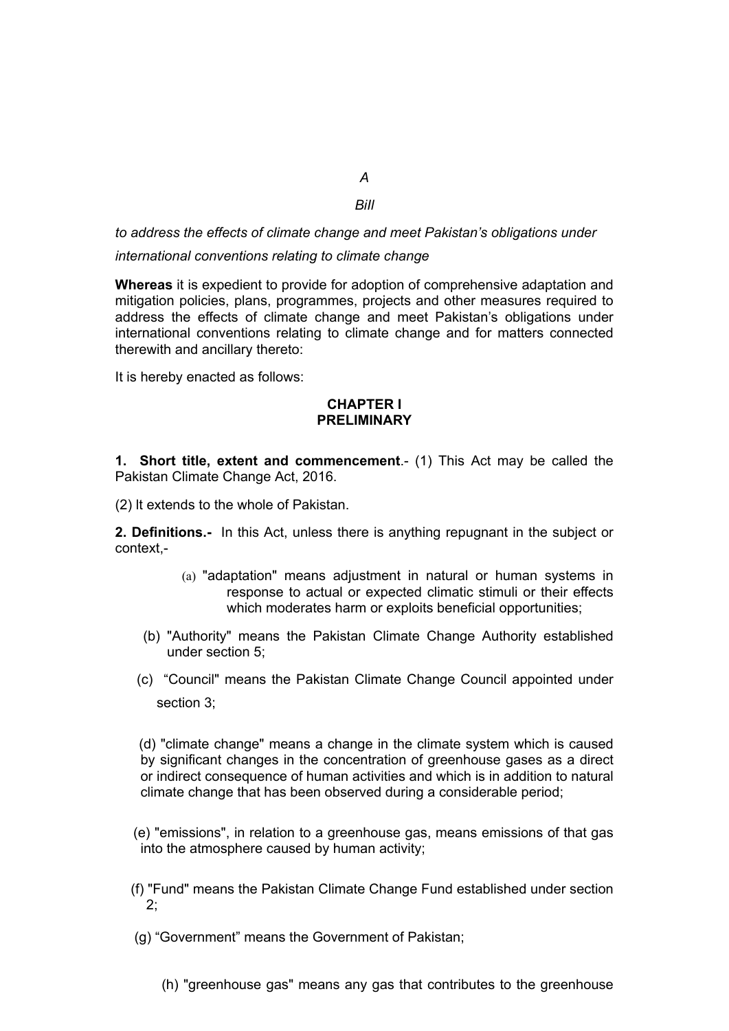*A*

*Bill*

*to address the effects of climate change and meet Pakistan's obligations under international conventions relating to climate change*

**Whereas** it is expedient to provide for adoption of comprehensive adaptation and mitigation policies, plans, programmes, projects and other measures required to address the effects of climate change and meet Pakistan's obligations under international conventions relating to climate change and for matters connected therewith and ancillary thereto:

It is hereby enacted as follows:

## CHAPTER I
## PRELIMINARY

**1. Short title, extent and commencement**.- (1) This Act may be called the Pakistan Climate Change Act, 2016.

(2) It extends to the whole of Pakistan.

**2. Definitions.-** In this Act, unless there is anything repugnant in the subject or context,-

(a) "adaptation" means adjustment in natural or human systems in response to actual or expected climatic stimuli or their effects which moderates harm or exploits beneficial opportunities;

(b) "Authority" means the Pakistan Climate Change Authority established under section 5;

(c) "Council" means the Pakistan Climate Change Council appointed under section 3;

(d) "climate change" means a change in the climate system which is caused by significant changes in the concentration of greenhouse gases as a direct or indirect consequence of human activities and which is in addition to natural climate change that has been observed during a considerable period;

(e) "emissions", in relation to a greenhouse gas, means emissions of that gas into the atmosphere caused by human activity;

(f) "Fund" means the Pakistan Climate Change Fund established under section 2;

(g) "Government" means the Government of Pakistan;

(h) "greenhouse gas" means any gas that contributes to the greenhouse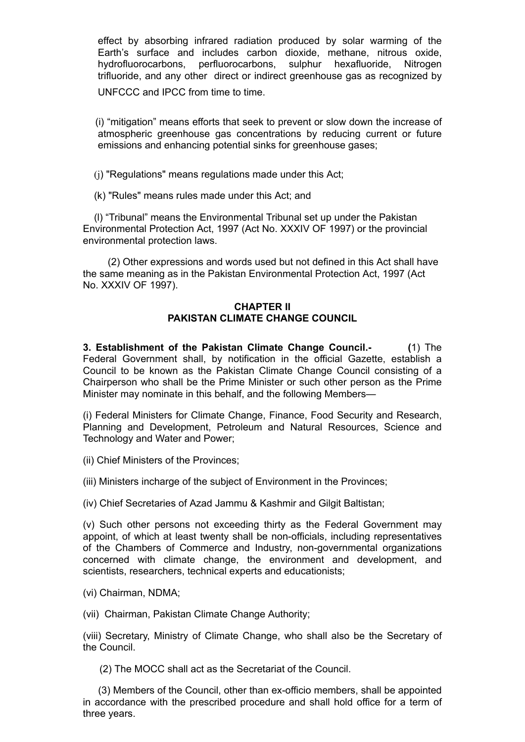effect by absorbing infrared radiation produced by solar warming of the Earth's surface and includes carbon dioxide, methane, nitrous oxide, hydrofluorocarbons, perfluorocarbons, sulphur hexafluoride, Nitrogen trifluoride, and any other direct or indirect greenhouse gas as recognized by UNFCCC and IPCC from time to time.

(i) "mitigation" means efforts that seek to prevent or slow down the increase of atmospheric greenhouse gas concentrations by reducing current or future emissions and enhancing potential sinks for greenhouse gases;

(j) "Regulations" means regulations made under this Act;

(k) "Rules" means rules made under this Act; and

(l) "Tribunal" means the Environmental Tribunal set up under the Pakistan Environmental Protection Act, 1997 (Act No. XXXIV OF 1997) or the provincial environmental protection laws.

(2) Other expressions and words used but not defined in this Act shall have the same meaning as in the Pakistan Environmental Protection Act, 1997 (Act No. XXXIV OF 1997).

## CHAPTER II
## PAKISTAN CLIMATE CHANGE COUNCIL

**3. Establishment of the Pakistan Climate Change Council.-** **(**1) The Federal Government shall, by notification in the official Gazette, establish a Council to be known as the Pakistan Climate Change Council consisting of a Chairperson who shall be the Prime Minister or such other person as the Prime Minister may nominate in this behalf, and the following Members—

(i) Federal Ministers for Climate Change, Finance, Food Security and Research, Planning and Development, Petroleum and Natural Resources, Science and Technology and Water and Power;

(ii) Chief Ministers of the Provinces;

(iii) Ministers incharge of the subject of Environment in the Provinces;

(iv) Chief Secretaries of Azad Jammu & Kashmir and Gilgit Baltistan;

(v) Such other persons not exceeding thirty as the Federal Government may appoint, of which at least twenty shall be non-officials, including representatives of the Chambers of Commerce and Industry, non-governmental organizations concerned with climate change, the environment and development, and scientists, researchers, technical experts and educationists;

(vi) Chairman, NDMA;

(vii) Chairman, Pakistan Climate Change Authority;

(viii) Secretary, Ministry of Climate Change, who shall also be the Secretary of the Council.

(2) The MOCC shall act as the Secretariat of the Council.

(3) Members of the Council, other than ex-officio members, shall be appointed in accordance with the prescribed procedure and shall hold office for a term of three years.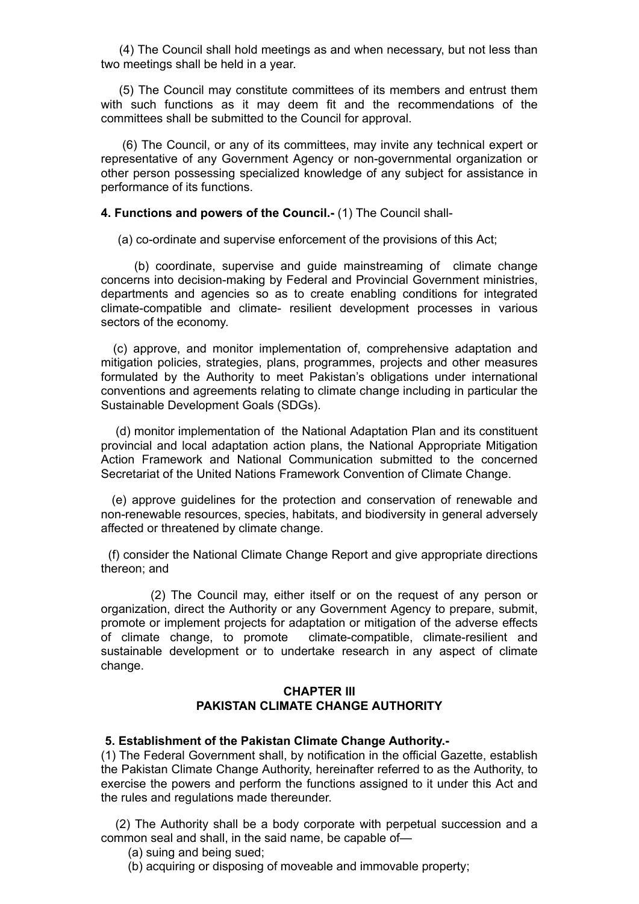(4) The Council shall hold meetings as and when necessary, but not less than two meetings shall be held in a year.

(5) The Council may constitute committees of its members and entrust them with such functions as it may deem fit and the recommendations of the committees shall be submitted to the Council for approval.

(6) The Council, or any of its committees, may invite any technical expert or representative of any Government Agency or non-governmental organization or other person possessing specialized knowledge of any subject for assistance in performance of its functions.

**4. Functions and powers of the Council.-** (1) The Council shall-

(a) co-ordinate and supervise enforcement of the provisions of this Act;

(b) coordinate, supervise and guide mainstreaming of climate change concerns into decision-making by Federal and Provincial Government ministries, departments and agencies so as to create enabling conditions for integrated climate-compatible and climate- resilient development processes in various sectors of the economy.

(c) approve, and monitor implementation of, comprehensive adaptation and mitigation policies, strategies, plans, programmes, projects and other measures formulated by the Authority to meet Pakistan's obligations under international conventions and agreements relating to climate change including in particular the Sustainable Development Goals (SDGs).

(d) monitor implementation of the National Adaptation Plan and its constituent provincial and local adaptation action plans, the National Appropriate Mitigation Action Framework and National Communication submitted to the concerned Secretariat of the United Nations Framework Convention of Climate Change.

(e) approve guidelines for the protection and conservation of renewable and non-renewable resources, species, habitats, and biodiversity in general adversely affected or threatened by climate change.

(f) consider the National Climate Change Report and give appropriate directions thereon; and

(2) The Council may, either itself or on the request of any person or organization, direct the Authority or any Government Agency to prepare, submit, promote or implement projects for adaptation or mitigation of the adverse effects of climate change, to promote climate-compatible, climate-resilient and sustainable development or to undertake research in any aspect of climate change.

## CHAPTER III
## PAKISTAN CLIMATE CHANGE AUTHORITY

**5. Establishment of the Pakistan Climate Change Authority.-**
(1) The Federal Government shall, by notification in the official Gazette, establish the Pakistan Climate Change Authority, hereinafter referred to as the Authority, to exercise the powers and perform the functions assigned to it under this Act and the rules and regulations made thereunder.

(2) The Authority shall be a body corporate with perpetual succession and a common seal and shall, in the said name, be capable of—

(a) suing and being sued;

(b) acquiring or disposing of moveable and immovable property;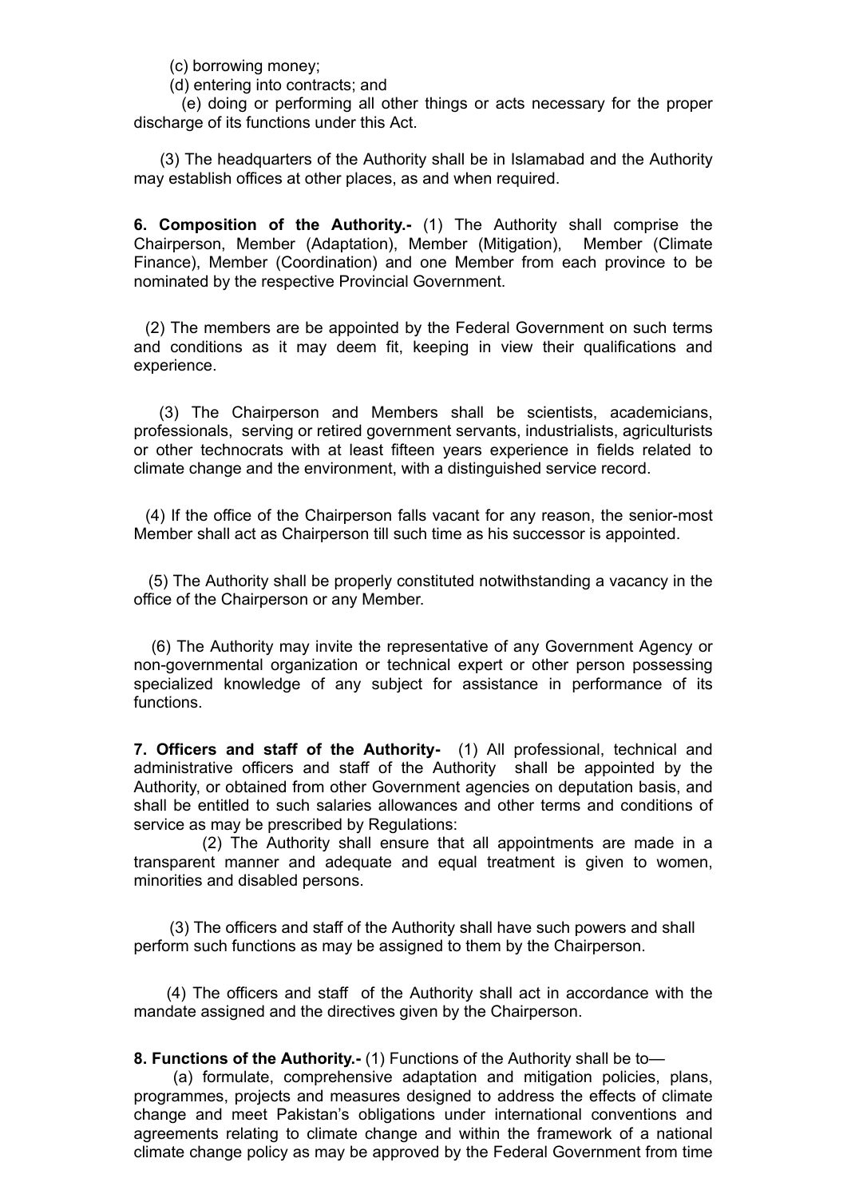(c) borrowing money;

(d) entering into contracts; and

(e) doing or performing all other things or acts necessary for the proper discharge of its functions under this Act.

(3) The headquarters of the Authority shall be in Islamabad and the Authority may establish offices at other places, as and when required.

**6. Composition of the Authority.-** (1) The Authority shall comprise the Chairperson, Member (Adaptation), Member (Mitigation), Member (Climate Finance), Member (Coordination) and one Member from each province to be nominated by the respective Provincial Government.

(2) The members are be appointed by the Federal Government on such terms and conditions as it may deem fit, keeping in view their qualifications and experience.

(3) The Chairperson and Members shall be scientists, academicians, professionals, serving or retired government servants, industrialists, agriculturists or other technocrats with at least fifteen years experience in fields related to climate change and the environment, with a distinguished service record.

(4) If the office of the Chairperson falls vacant for any reason, the senior-most Member shall act as Chairperson till such time as his successor is appointed.

(5) The Authority shall be properly constituted notwithstanding a vacancy in the office of the Chairperson or any Member.

(6) The Authority may invite the representative of any Government Agency or non-governmental organization or technical expert or other person possessing specialized knowledge of any subject for assistance in performance of its functions.

**7. Officers and staff of the Authority-** (1) All professional, technical and administrative officers and staff of the Authority shall be appointed by the Authority, or obtained from other Government agencies on deputation basis, and shall be entitled to such salaries allowances and other terms and conditions of service as may be prescribed by Regulations:

(2) The Authority shall ensure that all appointments are made in a transparent manner and adequate and equal treatment is given to women, minorities and disabled persons.

(3) The officers and staff of the Authority shall have such powers and shall perform such functions as may be assigned to them by the Chairperson.

(4) The officers and staff of the Authority shall act in accordance with the mandate assigned and the directives given by the Chairperson.

**8. Functions of the Authority.-** (1) Functions of the Authority shall be to—

(a) formulate, comprehensive adaptation and mitigation policies, plans, programmes, projects and measures designed to address the effects of climate change and meet Pakistan's obligations under international conventions and agreements relating to climate change and within the framework of a national climate change policy as may be approved by the Federal Government from time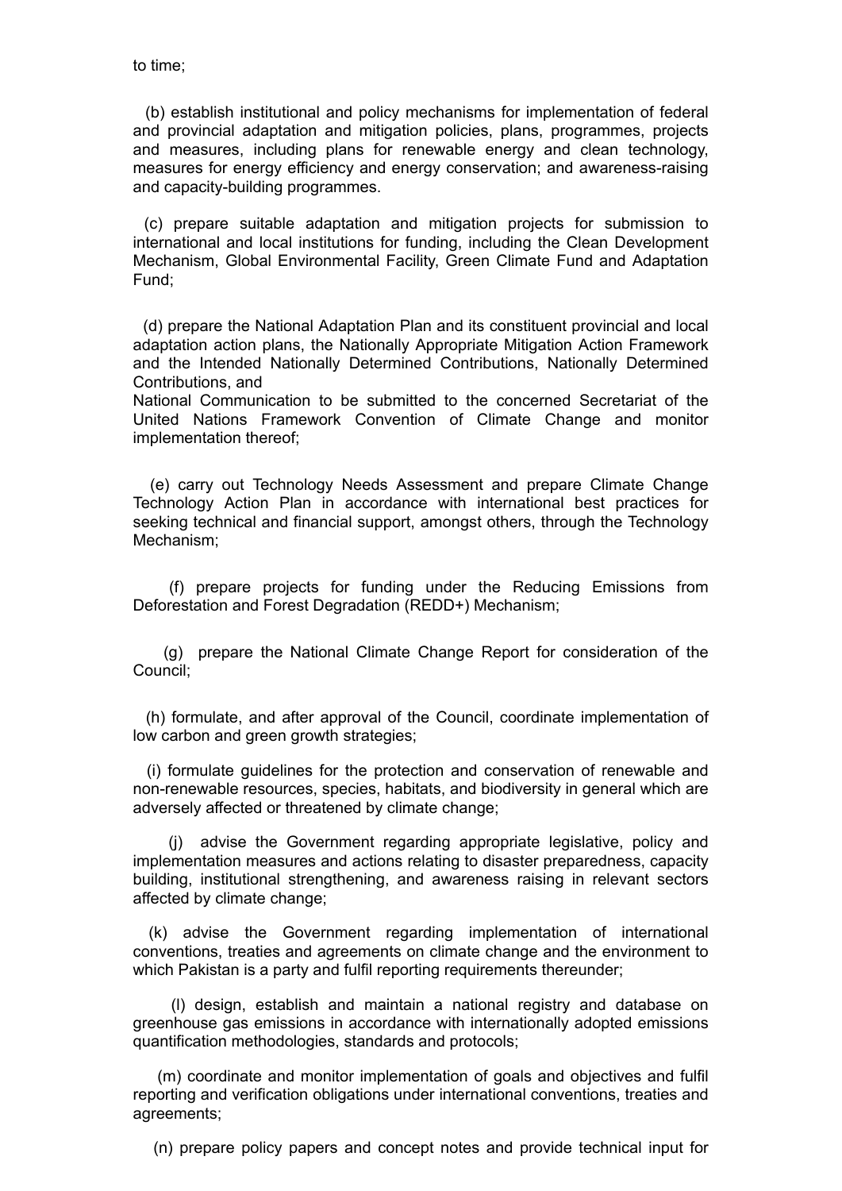to time;

(b) establish institutional and policy mechanisms for implementation of federal and provincial adaptation and mitigation policies, plans, programmes, projects and measures, including plans for renewable energy and clean technology, measures for energy efficiency and energy conservation; and awareness-raising and capacity-building programmes.

(c) prepare suitable adaptation and mitigation projects for submission to international and local institutions for funding, including the Clean Development Mechanism, Global Environmental Facility, Green Climate Fund and Adaptation Fund;

(d) prepare the National Adaptation Plan and its constituent provincial and local adaptation action plans, the Nationally Appropriate Mitigation Action Framework and the Intended Nationally Determined Contributions, Nationally Determined Contributions, and
National Communication to be submitted to the concerned Secretariat of the United Nations Framework Convention of Climate Change and monitor implementation thereof;

(e) carry out Technology Needs Assessment and prepare Climate Change Technology Action Plan in accordance with international best practices for seeking technical and financial support, amongst others, through the Technology Mechanism;

(f) prepare projects for funding under the Reducing Emissions from Deforestation and Forest Degradation (REDD+) Mechanism;

(g) prepare the National Climate Change Report for consideration of the Council;

(h) formulate, and after approval of the Council, coordinate implementation of low carbon and green growth strategies;

(i) formulate guidelines for the protection and conservation of renewable and non-renewable resources, species, habitats, and biodiversity in general which are adversely affected or threatened by climate change;

(j) advise the Government regarding appropriate legislative, policy and implementation measures and actions relating to disaster preparedness, capacity building, institutional strengthening, and awareness raising in relevant sectors affected by climate change;

(k) advise the Government regarding implementation of international conventions, treaties and agreements on climate change and the environment to which Pakistan is a party and fulfil reporting requirements thereunder;

(l) design, establish and maintain a national registry and database on greenhouse gas emissions in accordance with internationally adopted emissions quantification methodologies, standards and protocols;

(m) coordinate and monitor implementation of goals and objectives and fulfil reporting and verification obligations under international conventions, treaties and agreements;

(n) prepare policy papers and concept notes and provide technical input for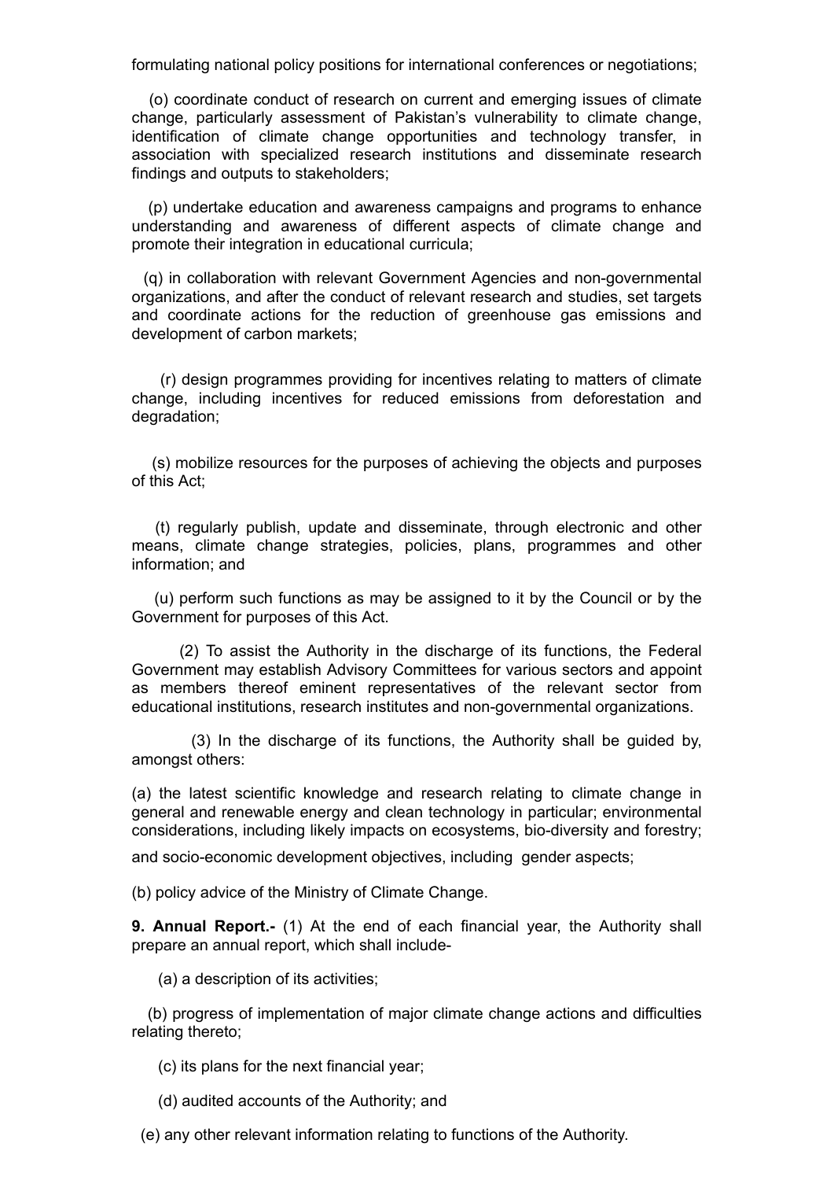formulating national policy positions for international conferences or negotiations;

(o) coordinate conduct of research on current and emerging issues of climate change, particularly assessment of Pakistan's vulnerability to climate change, identification of climate change opportunities and technology transfer, in association with specialized research institutions and disseminate research findings and outputs to stakeholders;

(p) undertake education and awareness campaigns and programs to enhance understanding and awareness of different aspects of climate change and promote their integration in educational curricula;

(q) in collaboration with relevant Government Agencies and non-governmental organizations, and after the conduct of relevant research and studies, set targets and coordinate actions for the reduction of greenhouse gas emissions and development of carbon markets;

(r) design programmes providing for incentives relating to matters of climate change, including incentives for reduced emissions from deforestation and degradation;

(s) mobilize resources for the purposes of achieving the objects and purposes of this Act;

(t) regularly publish, update and disseminate, through electronic and other means, climate change strategies, policies, plans, programmes and other information; and

(u) perform such functions as may be assigned to it by the Council or by the Government for purposes of this Act.

(2) To assist the Authority in the discharge of its functions, the Federal Government may establish Advisory Committees for various sectors and appoint as members thereof eminent representatives of the relevant sector from educational institutions, research institutes and non-governmental organizations.

(3) In the discharge of its functions, the Authority shall be guided by, amongst others:

(a) the latest scientific knowledge and research relating to climate change in general and renewable energy and clean technology in particular; environmental considerations, including likely impacts on ecosystems, bio-diversity and forestry; and socio-economic development objectives, including gender aspects;

(b) policy advice of the Ministry of Climate Change.

**9. Annual Report.-** (1) At the end of each financial year, the Authority shall prepare an annual report, which shall include-

(a) a description of its activities;

(b) progress of implementation of major climate change actions and difficulties relating thereto;

(c) its plans for the next financial year;

(d) audited accounts of the Authority; and

(e) any other relevant information relating to functions of the Authority.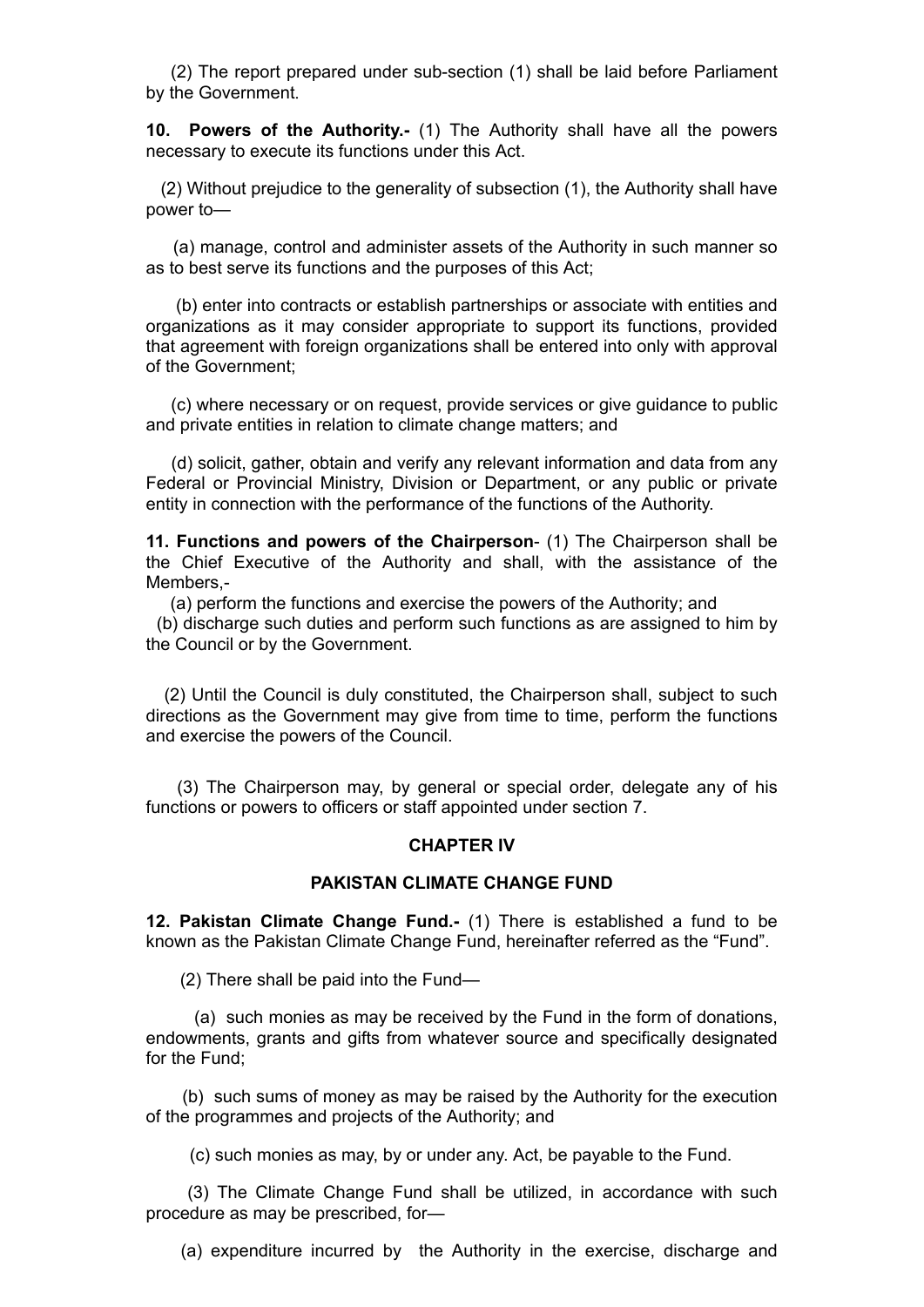(2) The report prepared under sub-section (1) shall be laid before Parliament by the Government.

**10. Powers of the Authority.-** (1) The Authority shall have all the powers necessary to execute its functions under this Act.

(2) Without prejudice to the generality of subsection (1), the Authority shall have power to—

(a) manage, control and administer assets of the Authority in such manner so as to best serve its functions and the purposes of this Act;

(b) enter into contracts or establish partnerships or associate with entities and organizations as it may consider appropriate to support its functions, provided that agreement with foreign organizations shall be entered into only with approval of the Government;

(c) where necessary or on request, provide services or give guidance to public and private entities in relation to climate change matters; and

(d) solicit, gather, obtain and verify any relevant information and data from any Federal or Provincial Ministry, Division or Department, or any public or private entity in connection with the performance of the functions of the Authority.

**11. Functions and powers of the Chairperson**- (1) The Chairperson shall be the Chief Executive of the Authority and shall, with the assistance of the Members,-

(a) perform the functions and exercise the powers of the Authority; and

(b) discharge such duties and perform such functions as are assigned to him by the Council or by the Government.

(2) Until the Council is duly constituted, the Chairperson shall, subject to such directions as the Government may give from time to time, perform the functions and exercise the powers of the Council.

(3) The Chairperson may, by general or special order, delegate any of his functions or powers to officers or staff appointed under section 7.

## CHAPTER IV

## PAKISTAN CLIMATE CHANGE FUND

**12. Pakistan Climate Change Fund.-** (1) There is established a fund to be known as the Pakistan Climate Change Fund, hereinafter referred as the "Fund".

(2) There shall be paid into the Fund—

(a) such monies as may be received by the Fund in the form of donations, endowments, grants and gifts from whatever source and specifically designated for the Fund;

(b) such sums of money as may be raised by the Authority for the execution of the programmes and projects of the Authority; and

(c) such monies as may, by or under any. Act, be payable to the Fund.

(3) The Climate Change Fund shall be utilized, in accordance with such procedure as may be prescribed, for—

(a) expenditure incurred by the Authority in the exercise, discharge and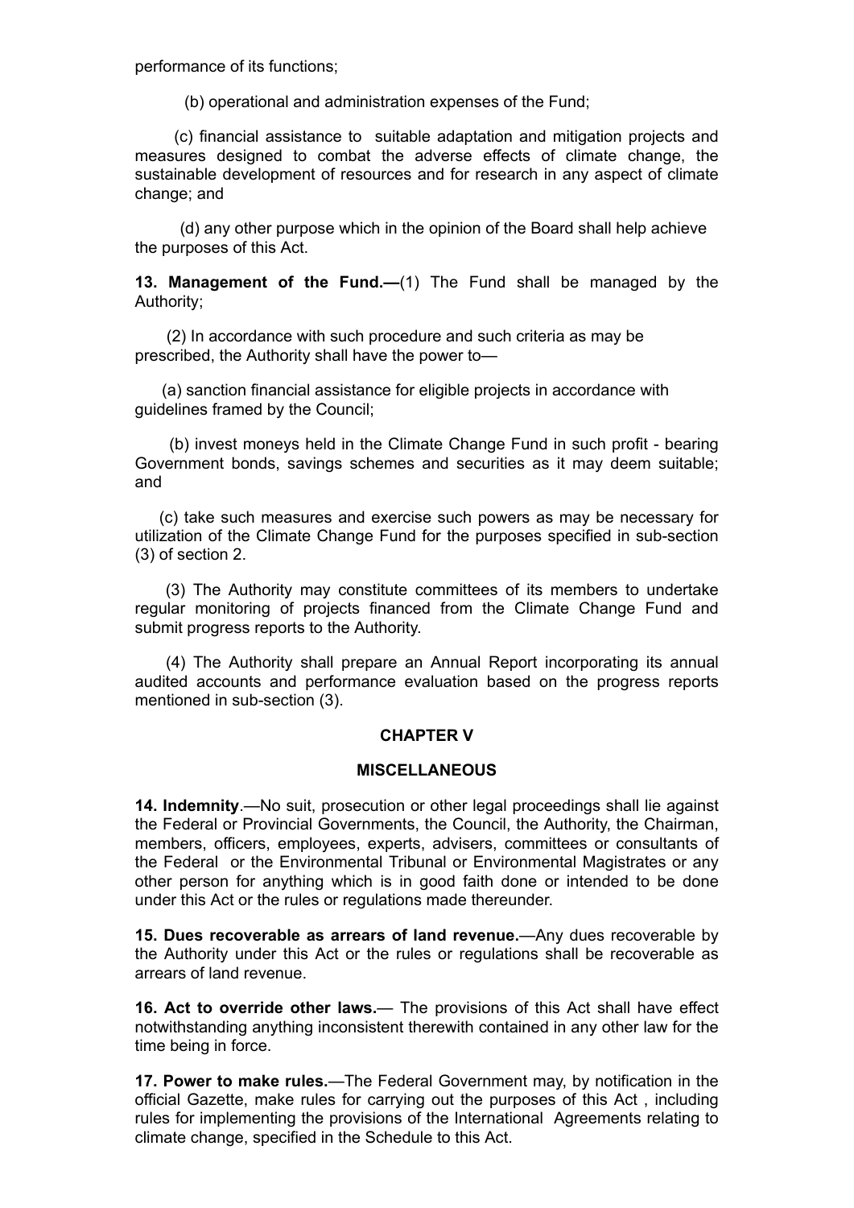performance of its functions;

(b) operational and administration expenses of the Fund;

(c) financial assistance to suitable adaptation and mitigation projects and measures designed to combat the adverse effects of climate change, the sustainable development of resources and for research in any aspect of climate change; and

(d) any other purpose which in the opinion of the Board shall help achieve the purposes of this Act.

**13. Management of the Fund.—**(1) The Fund shall be managed by the Authority;

(2) In accordance with such procedure and such criteria as may be prescribed, the Authority shall have the power to—

(a) sanction financial assistance for eligible projects in accordance with guidelines framed by the Council;

(b) invest moneys held in the Climate Change Fund in such profit - bearing Government bonds, savings schemes and securities as it may deem suitable; and

(c) take such measures and exercise such powers as may be necessary for utilization of the Climate Change Fund for the purposes specified in sub-section (3) of section 2.

(3) The Authority may constitute committees of its members to undertake regular monitoring of projects financed from the Climate Change Fund and submit progress reports to the Authority.

(4) The Authority shall prepare an Annual Report incorporating its annual audited accounts and performance evaluation based on the progress reports mentioned in sub-section (3).

## CHAPTER V

## MISCELLANEOUS

**14. Indemnity**.—No suit, prosecution or other legal proceedings shall lie against the Federal or Provincial Governments, the Council, the Authority, the Chairman, members, officers, employees, experts, advisers, committees or consultants of the Federal or the Environmental Tribunal or Environmental Magistrates or any other person for anything which is in good faith done or intended to be done under this Act or the rules or regulations made thereunder.

**15. Dues recoverable as arrears of land revenue.**—Any dues recoverable by the Authority under this Act or the rules or regulations shall be recoverable as arrears of land revenue.

**16. Act to override other laws.**— The provisions of this Act shall have effect notwithstanding anything inconsistent therewith contained in any other law for the time being in force.

**17. Power to make rules.**—The Federal Government may, by notification in the official Gazette, make rules for carrying out the purposes of this Act , including rules for implementing the provisions of the International Agreements relating to climate change, specified in the Schedule to this Act.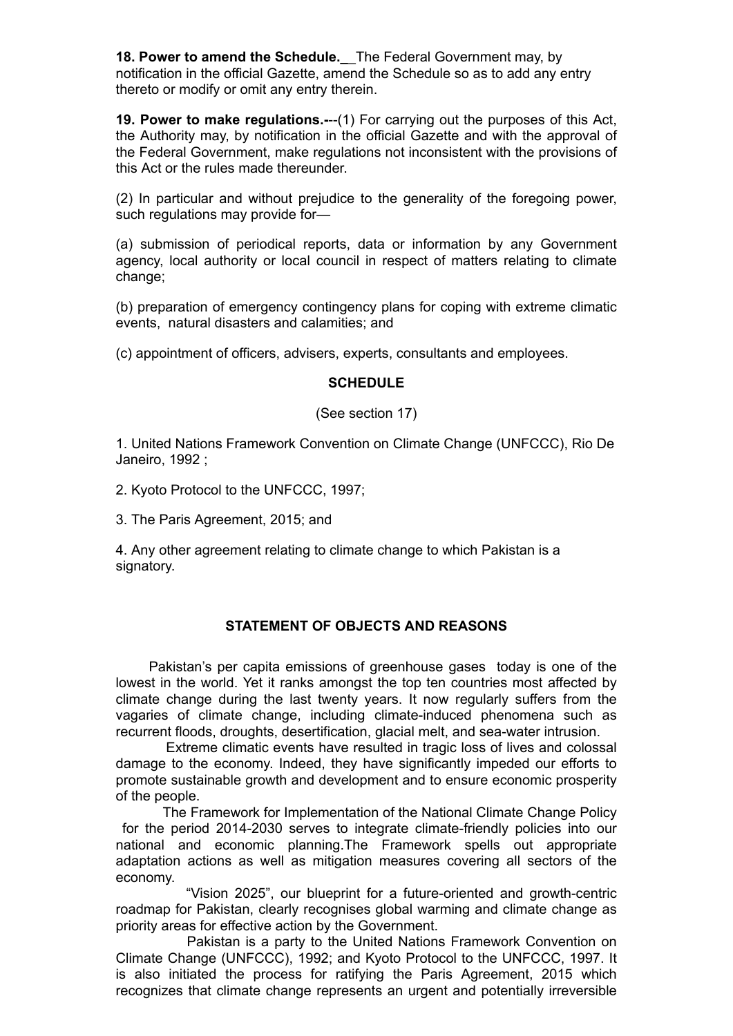**18. Power to amend the Schedule.**__The Federal Government may, by notification in the official Gazette, amend the Schedule so as to add any entry thereto or modify or omit any entry therein.

**19. Power to make regulations.-**--(1) For carrying out the purposes of this Act, the Authority may, by notification in the official Gazette and with the approval of the Federal Government, make regulations not inconsistent with the provisions of this Act or the rules made thereunder.

(2) In particular and without prejudice to the generality of the foregoing power, such regulations may provide for—

(a) submission of periodical reports, data or information by any Government agency, local authority or local council in respect of matters relating to climate change;

(b) preparation of emergency contingency plans for coping with extreme climatic events, natural disasters and calamities; and

(c) appointment of officers, advisers, experts, consultants and employees.

**SCHEDULE**

(See section 17)

1. United Nations Framework Convention on Climate Change (UNFCCC), Rio De Janeiro, 1992 ;

2. Kyoto Protocol to the UNFCCC, 1997;

3. The Paris Agreement, 2015; and

4. Any other agreement relating to climate change to which Pakistan is a signatory.

**STATEMENT OF OBJECTS AND REASONS**

Pakistan's per capita emissions of greenhouse gases today is one of the lowest in the world. Yet it ranks amongst the top ten countries most affected by climate change during the last twenty years. It now regularly suffers from the vagaries of climate change, including climate-induced phenomena such as recurrent floods, droughts, desertification, glacial melt, and sea-water intrusion.

Extreme climatic events have resulted in tragic loss of lives and colossal damage to the economy. Indeed, they have significantly impeded our efforts to promote sustainable growth and development and to ensure economic prosperity of the people.

The Framework for Implementation of the National Climate Change Policy for the period 2014-2030 serves to integrate climate-friendly policies into our national and economic planning.The Framework spells out appropriate adaptation actions as well as mitigation measures covering all sectors of the economy.

"Vision 2025", our blueprint for a future-oriented and growth-centric roadmap for Pakistan, clearly recognises global warming and climate change as priority areas for effective action by the Government.

Pakistan is a party to the United Nations Framework Convention on Climate Change (UNFCCC), 1992; and Kyoto Protocol to the UNFCCC, 1997. It is also initiated the process for ratifying the Paris Agreement, 2015 which recognizes that climate change represents an urgent and potentially irreversible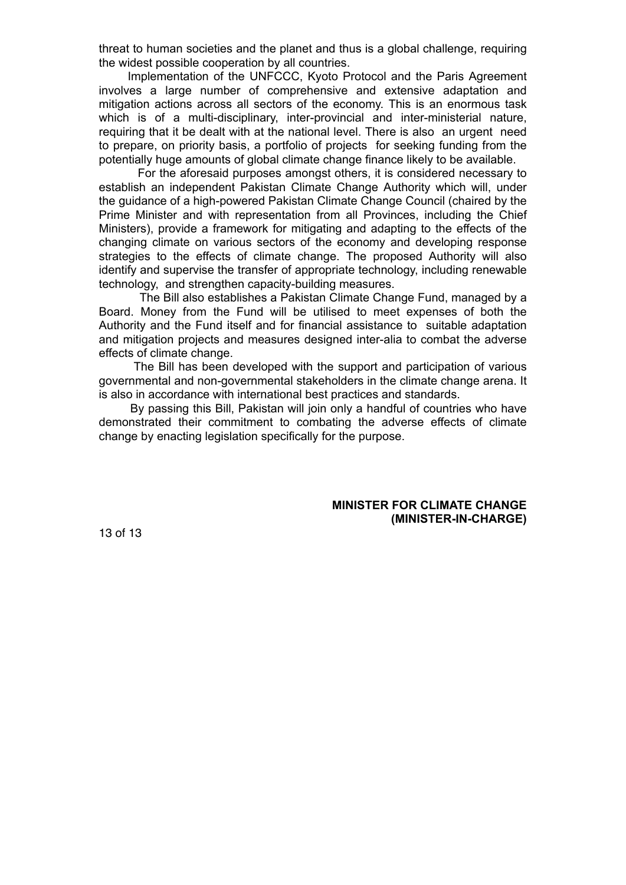threat to human societies and the planet and thus is a global challenge, requiring the widest possible cooperation by all countries.

Implementation of the UNFCCC, Kyoto Protocol and the Paris Agreement involves a large number of comprehensive and extensive adaptation and mitigation actions across all sectors of the economy. This is an enormous task which is of a multi-disciplinary, inter-provincial and inter-ministerial nature, requiring that it be dealt with at the national level. There is also an urgent need to prepare, on priority basis, a portfolio of projects for seeking funding from the potentially huge amounts of global climate change finance likely to be available.

For the aforesaid purposes amongst others, it is considered necessary to establish an independent Pakistan Climate Change Authority which will, under the guidance of a high-powered Pakistan Climate Change Council (chaired by the Prime Minister and with representation from all Provinces, including the Chief Ministers), provide a framework for mitigating and adapting to the effects of the changing climate on various sectors of the economy and developing response strategies to the effects of climate change. The proposed Authority will also identify and supervise the transfer of appropriate technology, including renewable technology, and strengthen capacity-building measures.

The Bill also establishes a Pakistan Climate Change Fund, managed by a Board. Money from the Fund will be utilised to meet expenses of both the Authority and the Fund itself and for financial assistance to suitable adaptation and mitigation projects and measures designed inter-alia to combat the adverse effects of climate change.

The Bill has been developed with the support and participation of various governmental and non-governmental stakeholders in the climate change arena. It is also in accordance with international best practices and standards.

By passing this Bill, Pakistan will join only a handful of countries who have demonstrated their commitment to combating the adverse effects of climate change by enacting legislation specifically for the purpose.

**MINISTER FOR CLIMATE CHANGE**
**(MINISTER-IN-CHARGE)**